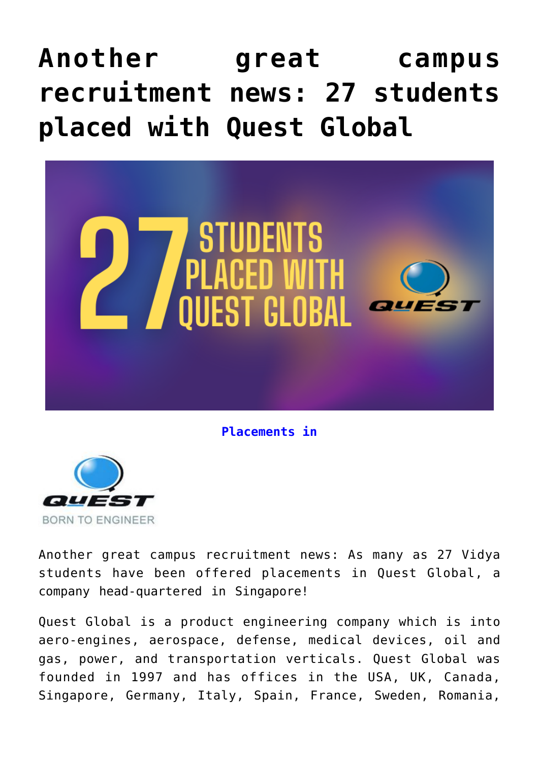# Another great campus recruitment news: 27 students placed with Quest Global

**Placements in**

Another great campus recruitment news: As many as 27 Vidya students have been offered placements in Quest Global, a company head-quartered in Singapore!

Quest Global is a product engineering company which is into aero-engines, aerospace, defense, medical devices, oil and gas, power, and transportation verticals. Quest Global was founded in 1997 and has offices in the USA, UK, Canada, Singapore, Germany, Italy, Spain, France, Sweden, Romania,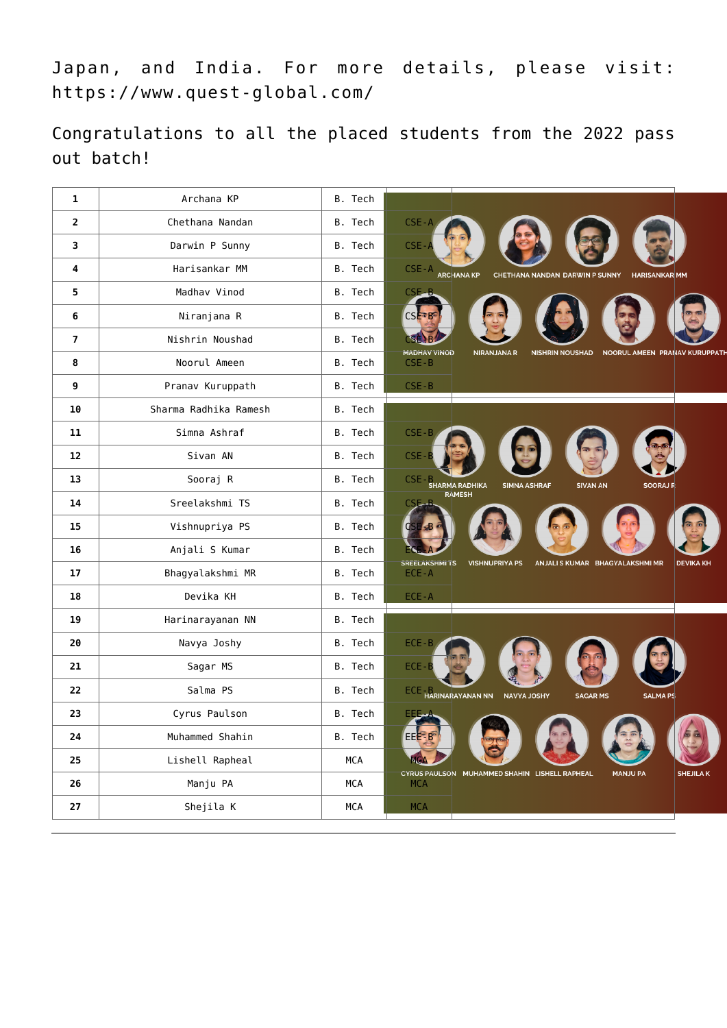Japan, and India. For more details, please visit: https://www.quest-global.com/

Congratulations to all the placed students from the 2022 pass out batch!

| | | | |
|---|---|---|---|
| 1 | Archana KP | B. Tech | CSE-A |
| 2 | Chethana Nandan | B. Tech | CSE-A |
| 3 | Darwin P Sunny | B. Tech | CSE-A |
| 4 | Harisankar MM | B. Tech | CSE-A |
| 5 | Madhav Vinod | B. Tech | CSE-B |
| 6 | Niranjana R | B. Tech | CSE-B |
| 7 | Nishrin Noushad | B. Tech | CSE-B |
| 8 | Noorul Ameen | B. Tech | CSE-B |
| 9 | Pranav Kuruppath | B. Tech | CSE-B |
| 10 | Sharma Radhika Ramesh | B. Tech | CSE-B |
| 11 | Simna Ashraf | B. Tech | CSE-B |
| 12 | Sivan AN | B. Tech | CSE-B |
| 13 | Sooraj R | B. Tech | CSE-B |
| 14 | Sreelakshmi TS | B. Tech | CSE-B |
| 15 | Vishnupriya PS | B. Tech | CSE-B |
| 16 | Anjali S Kumar | B. Tech | ECE-A |
| 17 | Bhagyalakshmi MR | B. Tech | ECE-A |
| 18 | Devika KH | B. Tech | ECE-A |
| 19 | Harinarayanan NN | B. Tech | ECE-B |
| 20 | Navya Joshy | B. Tech | ECE-B |
| 21 | Sagar MS | B. Tech | ECE-B |
| 22 | Salma PS | B. Tech | ECE-B |
| 23 | Cyrus Paulson | B. Tech | EEE-A |
| 24 | Muhammed Shahin | B. Tech | EEE-B |
| 25 | Lishell Rapheal | MCA | MCA |
| 26 | Manju PA | MCA | MCA |
| 27 | Shejila K | MCA | MCA |